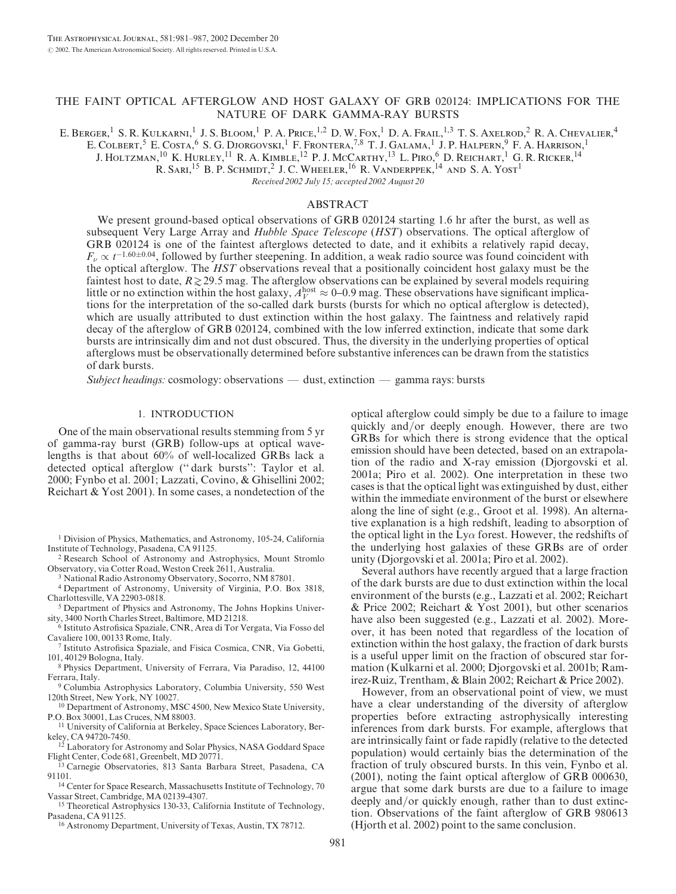# THE FAINT OPTICAL AFTERGLOW AND HOST GALAXY OF GRB 020124: IMPLICATIONS FOR THE NATURE OF DARK GAMMA-RAY BURSTS

E. Berger,[1] S. R. Kulkarni,[1] J. S. Bloom,[1] P. A. Price,[1,2] D. W. Fox,[1] D. A. Frail,[1,3] T. S. Axelrod,[2] R. A. Chevalier,[4] E. Colbert,[5] E. Costa,[6] S. G. Djorgovski,[1] F. Frontera,[7,8] T. J. Galama,[1] J. P. Halpern,[9] F. A. Harrison,[1] J. Holtzman,[10] K. Hurley,[11] R. A. Kimble,[12] P. J. McCarthy,[13] L. Piro,[6] D. Reichart,[1] G. R. Ricker,[14] R. Sari,[15] B. P. Schmidt,[2] J. C. Wheeler,[16] R. Vanderppek,[14] and S. A. Yost[1]

*Received 2002 July 15; accepted 2002 August 20*

## ABSTRACT

We present ground-based optical observations of GRB 020124 starting 1.6 hr after the burst, as well as subsequent Very Large Array and *Hubble Space Telescope* (*HST*) observations. The optical afterglow of GRB 020124 is one of the faintest afterglows detected to date, and it exhibits a relatively rapid decay, $F_\nu \propto t^{-1.60\pm0.04}$, followed by further steepening. In addition, a weak radio source was found coincident with the optical afterglow. The *HST* observations reveal that a positionally coincident host galaxy must be the faintest host to date, $R \gtrsim 29.5$ mag. The afterglow observations can be explained by several models requiring little or no extinction within the host galaxy, $A_V^{\rm host} \approx 0$–$0.9$ mag. These observations have significant implications for the interpretation of the so-called dark bursts (bursts for which no optical afterglow is detected), which are usually attributed to dust extinction within the host galaxy. The faintness and relatively rapid decay of the afterglow of GRB 020124, combined with the low inferred extinction, indicate that some dark bursts are intrinsically dim and not dust obscured. Thus, the diversity in the underlying properties of optical afterglows must be observationally determined before substantive inferences can be drawn from the statistics of dark bursts.

*Subject headings:* cosmology: observations — dust, extinction — gamma rays: bursts

## 1. INTRODUCTION

One of the main observational results stemming from 5 yr of gamma-ray burst (GRB) follow-ups at optical wavelengths is that about 60% of well-localized GRBs lack a detected optical afterglow ("dark bursts": Taylor et al. 2000; Fynbo et al. 2001; Lazzati, Covino, & Ghisellini 2002; Reichart & Yost 2001). In some cases, a nondetection of the optical afterglow could simply be due to a failure to image quickly and/or deeply enough. However, there are two GRBs for which there is strong evidence that the optical emission should have been detected, based on an extrapolation of the radio and X-ray emission (Djorgovski et al. 2001a; Piro et al. 2002). One interpretation in these two cases is that the optical light was extinguished by dust, either within the immediate environment of the burst or elsewhere along the line of sight (e.g., Groot et al. 1998). An alternative explanation is a high redshift, leading to absorption of the optical light in the Ly$\alpha$ forest. However, the redshifts of the underlying host galaxies of these GRBs are of order unity (Djorgovski et al. 2001a; Piro et al. 2002).

Several authors have recently argued that a large fraction of the dark bursts are due to dust extinction within the local environment of the bursts (e.g., Lazzati et al. 2002; Reichart & Price 2002; Reichart & Yost 2001), but other scenarios have also been suggested (e.g., Lazzati et al. 2002). Moreover, it has been noted that regardless of the location of extinction within the host galaxy, the fraction of dark bursts is a useful upper limit on the fraction of obscured star formation (Kulkarni et al. 2000; Djorgovski et al. 2001b; Ramirez-Ruiz, Trentham, & Blain 2002; Reichart & Price 2002).

However, from an observational point of view, we must have a clear understanding of the diversity of afterglow properties before extracting astrophysically interesting inferences from dark bursts. For example, afterglows that are intrinsically faint or fade rapidly (relative to the detected population) would certainly bias the determination of the fraction of truly obscured bursts. In this vein, Fynbo et al. (2001), noting the faint optical afterglow of GRB 000630, argue that some dark bursts are due to a failure to image deeply and/or quickly enough, rather than to dust extinction. Observations of the faint afterglow of GRB 980613 (Hjorth et al. 2002) point to the same conclusion.

[1] Division of Physics, Mathematics, and Astronomy, 105-24, California Institute of Technology, Pasadena, CA 91125.

[2] Research School of Astronomy and Astrophysics, Mount Stromlo Observatory, via Cotter Road, Weston Creek 2611, Australia.

[3] National Radio Astronomy Observatory, Socorro, NM 87801.

[4] Department of Astronomy, University of Virginia, P.O. Box 3818, Charlottesville, VA 22903-0818.

[5] Department of Physics and Astronomy, The Johns Hopkins University, 3400 North Charles Street, Baltimore, MD 21218.

[6] Istituto Astrofisica Spaziale, CNR, Area di Tor Vergata, Via Fosso del Cavaliere 100, 00133 Rome, Italy.

[7] Istituto Astrofisica Spaziale, and Fisica Cosmica, CNR, Via Gobetti, 101, 40129 Bologna, Italy.

[8] Physics Department, University of Ferrara, Via Paradiso, 12, 44100 Ferrara, Italy.

[9] Columbia Astrophysics Laboratory, Columbia University, 550 West 120th Street, New York, NY 10027.

[10] Department of Astronomy, MSC 4500, New Mexico State University, P.O. Box 30001, Las Cruces, NM 88003.

[11] University of California at Berkeley, Space Sciences Laboratory, Berkeley, CA 94720-7450.

[12] Laboratory for Astronomy and Solar Physics, NASA Goddard Space Flight Center, Code 681, Greenbelt, MD 20771.

[13] Carnegie Observatories, 813 Santa Barbara Street, Pasadena, CA 91101.

[14] Center for Space Research, Massachusetts Institute of Technology, 70 Vassar Street, Cambridge, MA 02139-4307.

[15] Theoretical Astrophysics 130-33, California Institute of Technology, Pasadena, CA 91125.

[16] Astronomy Department, University of Texas, Austin, TX 78712.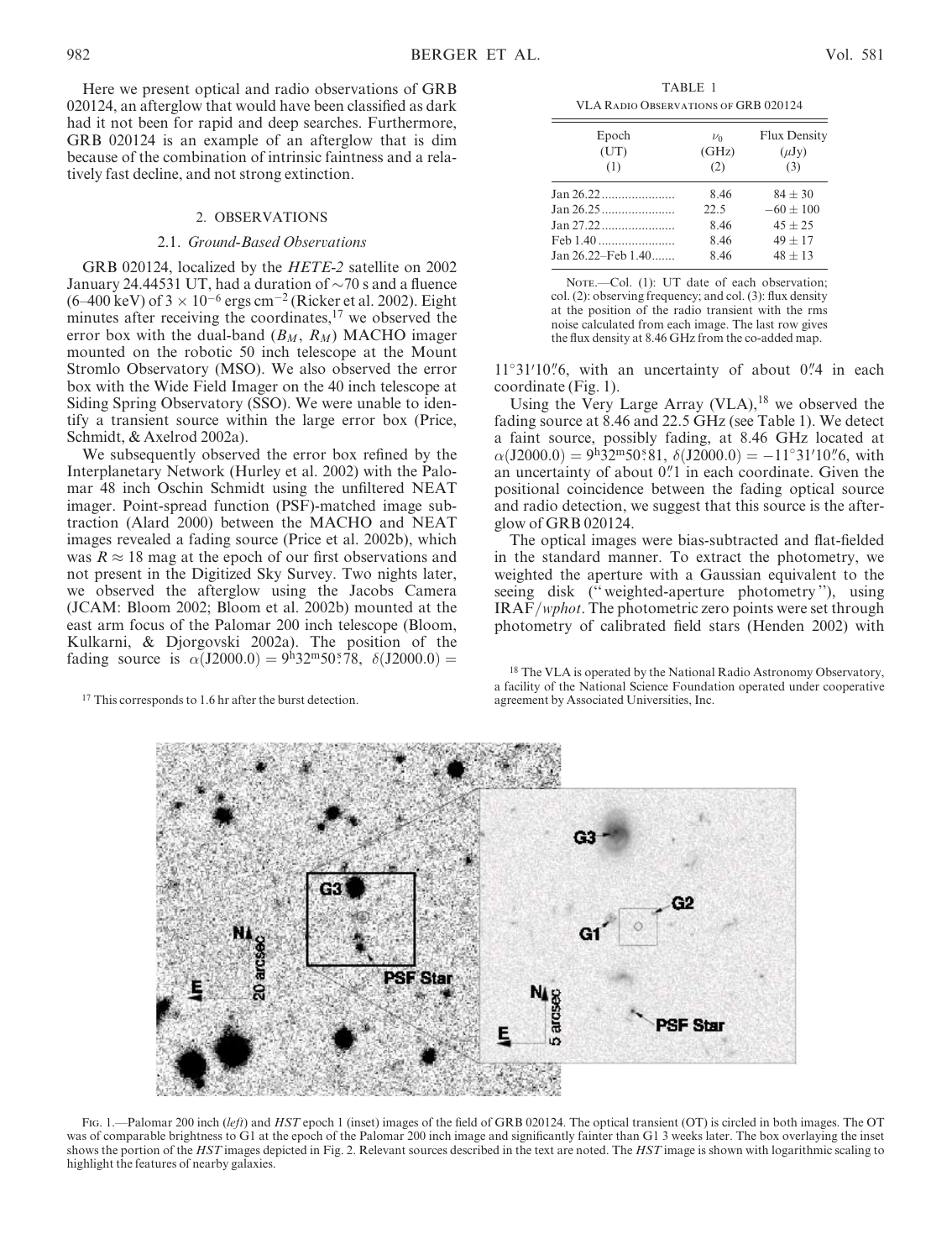Here we present optical and radio observations of GRB 020124, an afterglow that would have been classified as dark had it not been for rapid and deep searches. Furthermore, GRB 020124 is an example of an afterglow that is dim because of the combination of intrinsic faintness and a relatively fast decline, and not strong extinction.

## 2. OBSERVATIONS

### 2.1. *Ground-Based Observations*

GRB 020124, localized by the *HETE-2* satellite on 2002 January 24.44531 UT, had a duration of ∼70 s and a fluence (6–400 keV) of $3 \times 10^{-6}$ ergs cm$^{-2}$ (Ricker et al. 2002). Eight minutes after receiving the coordinates,[17] we observed the error box with the dual-band ($B_M$, $R_M$) MACHO imager mounted on the robotic 50 inch telescope at the Mount Stromlo Observatory (MSO). We also observed the error box with the Wide Field Imager on the 40 inch telescope at Siding Spring Observatory (SSO). We were unable to identify a transient source within the large error box (Price, Schmidt, & Axelrod 2002a).

We subsequently observed the error box refined by the Interplanetary Network (Hurley et al. 2002) with the Palomar 48 inch Oschin Schmidt using the unfiltered NEAT imager. Point-spread function (PSF)-matched image subtraction (Alard 2000) between the MACHO and NEAT images revealed a fading source (Price et al. 2002b), which was $R \approx 18$ mag at the epoch of our first observations and not present in the Digitized Sky Survey. Two nights later, we observed the afterglow using the Jacobs Camera (JCAM: Bloom 2002; Bloom et al. 2002b) mounted at the east arm focus of the Palomar 200 inch telescope (Bloom, Kulkarni, & Djorgovski 2002a). The position of the fading source is $\alpha$(J2000.0) = $9^h32^m50\overset{s}{.}78$, $\delta$(J2000.0) = $-11°31'10\overset{''}{.}6$, with an uncertainty of about $0\overset{''}{.}4$ in each coordinate (Fig. 1).

[17] This corresponds to 1.6 hr after the burst detection.

TABLE 1

VLA Radio Observations of GRB 020124

| Epoch (UT) (1) | $\nu_0$ (GHz) (2) | Flux Density ($\mu$Jy) (3) |
|---|---|---|
| Jan 26.22 | 8.46 | 84 ± 30 |
| Jan 26.25 | 22.5 | −60 ± 100 |
| Jan 27.22 | 8.46 | 45 ± 25 |
| Feb 1.40 | 8.46 | 49 ± 17 |
| Jan 26.22–Feb 1.40 | 8.46 | 48 ± 13 |

Note.—Col. (1): UT date of each observation; col. (2): observing frequency; and col. (3): flux density at the position of the radio transient with the rms noise calculated from each image. The last row gives the flux density at 8.46 GHz from the co-added map.

Using the Very Large Array (VLA),[18] we observed the fading source at 8.46 and 22.5 GHz (see Table 1). We detect a faint source, possibly fading, at 8.46 GHz located at $\alpha$(J2000.0) = $9^h32^m50\overset{s}{.}81$, $\delta$(J2000.0) = $-11°31'10\overset{''}{.}6$, with an uncertainty of about $0\overset{''}{.}1$ in each coordinate. Given the positional coincidence between the fading optical source and radio detection, we suggest that this source is the afterglow of GRB 020124.

The optical images were bias-subtracted and flat-fielded in the standard manner. To extract the photometry, we weighted the aperture with a Gaussian equivalent to the seeing disk ("weighted-aperture photometry"), using IRAF/*wphot*. The photometric zero points were set through photometry of calibrated field stars (Henden 2002) with

[18] The VLA is operated by the National Radio Astronomy Observatory, a facility of the National Science Foundation operated under cooperative agreement by Associated Universities, Inc.

Fig. 1.—Palomar 200 inch (*left*) and *HST* epoch 1 (inset) images of the field of GRB 020124. The optical transient (OT) is circled in both images. The OT was of comparable brightness to G1 at the epoch of the Palomar 200 inch image and significantly fainter than G1 3 weeks later. The box overlaying the inset shows the portion of the *HST* images depicted in Fig. 2. Relevant sources described in the text are noted. The *HST* image is shown with logarithmic scaling to highlight the features of nearby galaxies.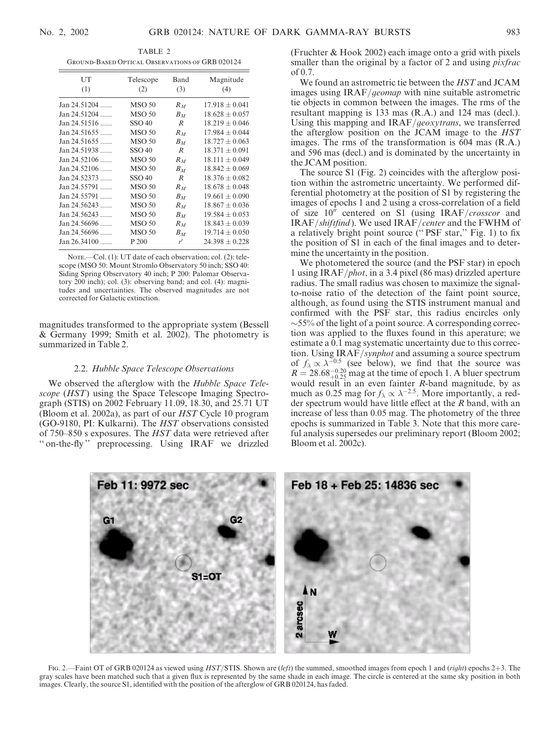TABLE 2

Ground-Based Optical Observations of GRB 020124

| UT (1) | Telescope (2) | Band (3) | Magnitude (4) |
|---|---|---|---|
| Jan 24.51204 ...... | MSO 50 | $R_M$ | $17.918 \pm 0.041$ |
| Jan 24.51204 ...... | MSO 50 | $B_M$ | $18.628 \pm 0.057$ |
| Jan 24.51516 ...... | SSO 40 | $R$ | $18.219 \pm 0.046$ |
| Jan 24.51655 ...... | MSO 50 | $R_M$ | $17.984 \pm 0.044$ |
| Jan 24.51655 ...... | MSO 50 | $B_M$ | $18.727 \pm 0.063$ |
| Jan 24.51938 ...... | SSO 40 | $R$ | $18.371 \pm 0.091$ |
| Jan 24.52106 ...... | MSO 50 | $R_M$ | $18.111 \pm 0.049$ |
| Jan 24.52106 ...... | MSO 50 | $B_M$ | $18.842 \pm 0.069$ |
| Jan 24.52373 ...... | SSO 40 | $R$ | $18.376 \pm 0.082$ |
| Jan 24.55791 ...... | MSO 50 | $R_M$ | $18.678 \pm 0.048$ |
| Jan 24.55791 ...... | MSO 50 | $B_M$ | $19.661 \pm 0.090$ |
| Jan 24.56243 ...... | MSO 50 | $R_M$ | $18.867 \pm 0.036$ |
| Jan 24.56243 ...... | MSO 50 | $B_M$ | $19.584 \pm 0.053$ |
| Jan 24.56696 ...... | MSO 50 | $R_M$ | $18.843 \pm 0.039$ |
| Jan 24.56696 ...... | MSO 50 | $B_M$ | $19.714 \pm 0.050$ |
| Jan 26.34100 ...... | P 200 | $r'$ | $24.398 \pm 0.228$ |

Note.—Col. (1): UT date of each observation; col. (2): telescope (MSO 50: Mount Stromlo Observatory 50 inch; SSO 40: Siding Spring Observatory 40 inch; P 200: Palomar Observatory 200 inch); col. (3): observing band; and col. (4): magnitudes and uncertainties. The observed magnitudes are not corrected for Galactic extinction.

magnitudes transformed to the appropriate system (Bessell & Germany 1999; Smith et al. 2002). The photometry is summarized in Table 2.

### 2.2. *Hubble Space Telescope Observations*

We observed the afterglow with the *Hubble Space Telescope* (*HST*) using the Space Telescope Imaging Spectrograph (STIS) on 2002 February 11.09, 18.30, and 25.71 UT (Bloom et al. 2002a), as part of our *HST* Cycle 10 program (GO-9180, PI: Kulkarni). The *HST* observations consisted of 750–850 s exposures. The *HST* data were retrieved after "on-the-fly" preprocessing. Using IRAF we drizzled (Fruchter & Hook 2002) each image onto a grid with pixels smaller than the original by a factor of 2 and using *pixfrac* of 0.7.

We found an astrometric tie between the *HST* and JCAM images using IRAF/*geomap* with nine suitable astrometric tie objects in common between the images. The rms of the resultant mapping is 133 mas (R.A.) and 124 mas (decl.). Using this mapping and IRAF/*geoxytrans*, we transferred the afterglow position on the JCAM image to the *HST* images. The rms of the transformation is 604 mas (R.A.) and 596 mas (decl.) and is dominated by the uncertainty in the JCAM position.

The source S1 (Fig. 2) coincides with the afterglow position within the astrometric uncertainty. We performed differential photometry at the position of S1 by registering the images of epochs 1 and 2 using a cross-correlation of a field of size 10″ centered on S1 (using IRAF/*crosscor* and IRAF/*shiftfind*). We used IRAF/*center* and the FWHM of a relatively bright point source ("PSF star," Fig. 1) to fix the position of S1 in each of the final images and to determine the uncertainty in the position.

We photometered the source (and the PSF star) in epoch 1 using IRAF/*phot*, in a 3.4 pixel (86 mas) drizzled aperture radius. The small radius was chosen to maximize the signal-to-noise ratio of the detection of the faint point source, although, as found using the STIS instrument manual and confirmed with the PSF star, this radius encircles only ~55% of the light of a point source. A corresponding correction was applied to the fluxes found in this aperature; we estimate a 0.1 mag systematic uncertainty due to this correction. Using IRAF/*synphot* and assuming a source spectrum of $f_\lambda \propto \lambda^{-0.5}$ (see below), we find that the source was $R = 28.68^{-0.20}_{+0.25}$ mag at the time of epoch 1. A bluer spectrum would result in an even fainter $R$-band magnitude, by as much as 0.25 mag for $f_\lambda \propto \lambda^{-2.5}$. More importantly, a redder spectrum would have little effect at the $R$ band, with an increase of less than 0.05 mag. The photometry of the three epochs is summarized in Table 3. Note that this more careful analysis supersedes our preliminary report (Bloom 2002; Bloom et al. 2002c).

Fig. 2.—Faint OT of GRB 020124 as viewed using *HST*/STIS. Shown are (*left*) the summed, smoothed images from epoch 1 and (*right*) epochs 2+3. The gray scales have been matched such that a given flux is represented by the same shade in each image. The circle is centered at the same sky position in both images. Clearly, the source S1, identified with the position of the afterglow of GRB 020124, has faded.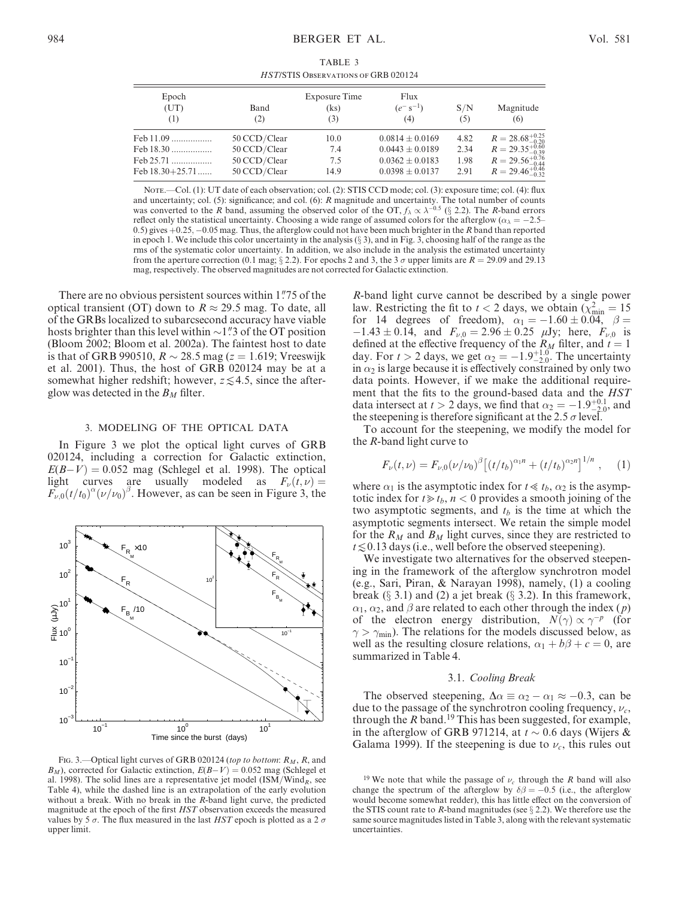TABLE 3
*HST*/STIS OBSERVATIONS OF GRB 020124

| Epoch (UT) (1) | Band (2) | Exposure Time (ks) (3) | Flux ($e^- s^{-1}$) (4) | S/N (5) | Magnitude (6) |
|---|---|---|---|---|---|
| Feb 11.09 ................. | 50 CCD/Clear | 10.0 | $0.0814 \pm 0.0169$ | 4.82 | $R = 28.68^{+0.25}_{-0.20}$ |
| Feb 18.30 ................. | 50 CCD/Clear | 7.4 | $0.0443 \pm 0.0189$ | 2.34 | $R = 29.35^{+0.60}_{-0.39}$ |
| Feb 25.71 ................. | 50 CCD/Clear | 7.5 | $0.0362 \pm 0.0183$ | 1.98 | $R = 29.56^{+0.76}_{-0.44}$ |
| Feb 18.30+25.71 ...... | 50 CCD/Clear | 14.9 | $0.0398 \pm 0.0137$ | 2.91 | $R = 29.46^{+0.46}_{-0.32}$ |

NOTE.—Col. (1): UT date of each observation; col. (2): STIS CCD mode; col. (3): exposure time; col. (4): flux and uncertainty; col. (5): significance; and col. (6): $R$ magnitude and uncertainty. The total number of counts was converted to the $R$ band, assuming the observed color of the OT, $f_\lambda \propto \lambda^{-0.5}$ (§ 2.2). The $R$-band errors reflect only the statistical uncertainty. Choosing a wide range of assumed colors for the afterglow ($\alpha_\lambda = -2.5$–$0.5$) gives $+0.25$, $-0.05$ mag. Thus, the afterglow could not have been much brighter in the $R$ band than reported in epoch 1. We include this color uncertainty in the analysis (§ 3), and in Fig. 3, choosing half of the range as the rms of the systematic color uncertainty. In addition, we also include in the analysis the estimated uncertainty from the aperture correction (0.1 mag; § 2.2). For epochs 2 and 3, the 3 $\sigma$ upper limits are $R = 29.09$ and 29.13 mag, respectively. The observed magnitudes are not corrected for Galactic extinction.

There are no obvious persistent sources within 1".75 of the optical transient (OT) down to $R \approx 29.5$ mag. To date, all of the GRBs localized to subarcsecond accuracy have viable hosts brighter than this level within ~1".3 of the OT position (Bloom 2002; Bloom et al. 2002a). The faintest host to date is that of GRB 990510, $R \sim 28.5$ mag ($z = 1.619$; Vreeswijk et al. 2001). Thus, the host of GRB 020124 may be at a somewhat higher redshift; however, $z \lesssim 4.5$, since the afterglow was detected in the $B_M$ filter.

## 3. MODELING OF THE OPTICAL DATA

In Figure 3 we plot the optical light curves of GRB 020124, including a correction for Galactic extinction, $E(B-V) = 0.052$ mag (Schlegel et al. 1998). The optical light curves are usually modeled as $F_\nu(t, \nu) = F_{\nu,0}(t/t_0)^\alpha(\nu/\nu_0)^\beta$. However, as can be seen in Figure 3, the

FIG. 3.—Optical light curves of GRB 020124 (*top to bottom*: $R_M$, $R$, and $B_M$), corrected for Galactic extinction, $E(B-V) = 0.052$ mag (Schlegel et al. 1998). The solid lines are a representative jet model (ISM/Wind$_R$, see Table 4), while the dashed line is an extrapolation of the early evolution without a break. With no break in the $R$-band light curve, the predicted magnitude at the epoch of the first *HST* observation exceeds the measured values by 5 $\sigma$. The flux measured in the last *HST* epoch is plotted as a 2 $\sigma$ upper limit.

$R$-band light curve cannot be described by a single power law. Restricting the fit to $t < 2$ days, we obtain ($\chi^2_{\rm min} = 15$ for 14 degrees of freedom), $\alpha_1 = -1.60 \pm 0.04$, $\beta = -1.43 \pm 0.14$, and $F_{\nu,0} = 2.96 \pm 0.25$ $\mu$Jy; here, $F_{\nu,0}$ is defined at the effective frequency of the $R_M$ filter, and $t = 1$ day. For $t > 2$ days, we get $\alpha_2 = -1.9^{+1.0}_{-2.0}$. The uncertainty in $\alpha_2$ is large because it is effectively constrained by only two data points. However, if we make the additional requirement that the fits to the ground-based data and the *HST* data intersect at $t > 2$ days, we find that $\alpha_2 = -1.9^{+0.1}_{-2.0}$, and the steepening is therefore significant at the 2.5 $\sigma$ level.

To account for the steepening, we modify the model for the $R$-band light curve to

$$F_\nu(t, \nu) = F_{\nu,0}(\nu/\nu_0)^\beta\left[(t/t_b)^{\alpha_1 n} + (t/t_b)^{\alpha_2 n}\right]^{1/n}, \quad (1)$$

where $\alpha_1$ is the asymptotic index for $t \ll t_b$, $\alpha_2$ is the asymptotic index for $t \gg t_b$, $n < 0$ provides a smooth joining of the two asymptotic segments, and $t_b$ is the time at which the asymptotic segments intersect. We retain the simple model for the $R_M$ and $B_M$ light curves, since they are restricted to $t \lesssim 0.13$ days (i.e., well before the observed steepening).

We investigate two alternatives for the observed steepening in the framework of the afterglow synchrotron model (e.g., Sari, Piran, & Narayan 1998), namely, (1) a cooling break (§ 3.1) and (2) a jet break (§ 3.2). In this framework, $\alpha_1$, $\alpha_2$, and $\beta$ are related to each other through the index ($p$) of the electron energy distribution, $N(\gamma) \propto \gamma^{-p}$ (for $\gamma > \gamma_{\rm min}$). The relations for the models discussed below, as well as the resulting closure relations, $\alpha_1 + b\beta + c = 0$, are summarized in Table 4.

### 3.1. *Cooling Break*

The observed steepening, $\Delta\alpha \equiv \alpha_2 - \alpha_1 \approx -0.3$, can be due to the passage of the synchrotron cooling frequency, $\nu_c$, through the $R$ band.[19] This has been suggested, for example, in the afterglow of GRB 971214, at $t \sim 0.6$ days (Wijers & Galama 1999). If the steepening is due to $\nu_c$, this rules out

[19] We note that while the passage of $\nu_c$ through the $R$ band will also change the spectrum of the afterglow by $\delta\beta = -0.5$ (i.e., the afterglow would become somewhat redder), this has little effect on the conversion of the STIS count rate to $R$-band magnitudes (see § 2.2). We therefore use the same source magnitudes listed in Table 3, along with the relevant systematic uncertainties.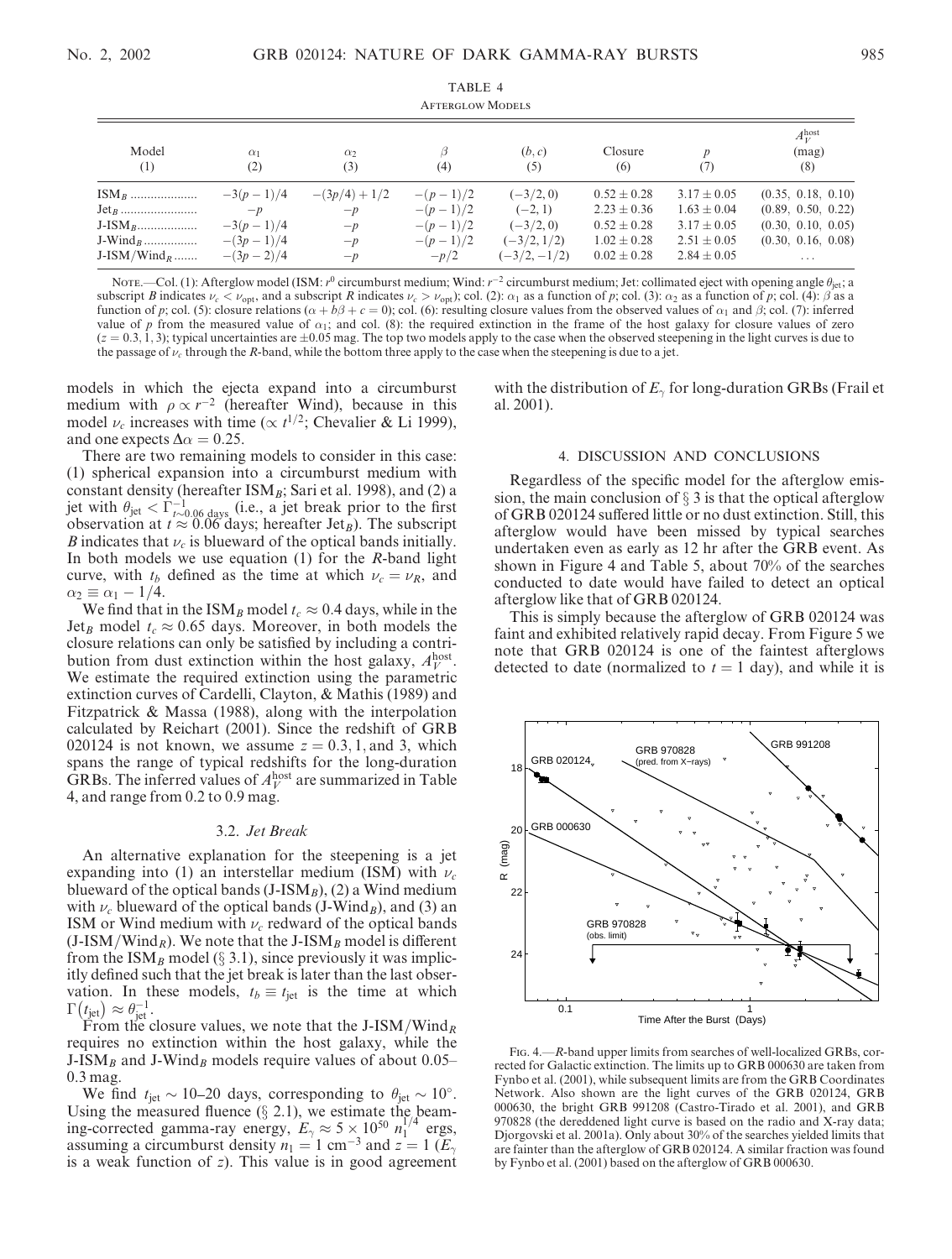TABLE 4

AFTERGLOW MODELS

| Model (1) | $\alpha_1$ (2) | $\alpha_2$ (3) | $\beta$ (4) | $(b, c)$ (5) | Closure (6) | $p$ (7) | $A_V^{\rm host}$ (mag) (8) |
|---|---|---|---|---|---|---|---|
| ISM$_B$ | $-3(p-1)/4$ | $-(3p/4)+1/2$ | $-(p-1)/2$ | $(-3/2, 0)$ | $0.52 \pm 0.28$ | $3.17 \pm 0.05$ | (0.35, 0.18, 0.10) |
| Jet$_B$ | $-p$ | $-p$ | $-(p-1)/2$ | $(-2, 1)$ | $2.23 \pm 0.36$ | $1.63 \pm 0.04$ | (0.89, 0.50, 0.22) |
| J-ISM$_B$ | $-3(p-1)/4$ | $-p$ | $-(p-1)/2$ | $(-3/2, 0)$ | $0.52 \pm 0.28$ | $3.17 \pm 0.05$ | (0.30, 0.10, 0.05) |
| J-Wind$_B$ | $-(3p-1)/4$ | $-p$ | $-(p-1)/2$ | $(-3/2, 1/2)$ | $1.02 \pm 0.28$ | $2.51 \pm 0.05$ | (0.30, 0.16, 0.08) |
| J-ISM/Wind$_R$ | $-(3p-2)/4$ | $-p$ | $-p/2$ | $(-3/2, -1/2)$ | $0.02 \pm 0.28$ | $2.84 \pm 0.05$ | ... |

NOTE.—Col. (1): Afterglow model (ISM: $r^0$ circumburst medium; Wind: $r^{-2}$ circumburst medium; Jet: collimated eject with opening angle $\theta_{\rm jet}$; a subscript $B$ indicates $\nu_c < \nu_{\rm opt}$, and a subscript $R$ indicates $\nu_c > \nu_{\rm opt}$); col. (2): $\alpha_1$ as a function of $p$; col. (3): $\alpha_2$ as a function of $p$; col. (4): $\beta$ as a function of $p$; col. (5): closure relations ($\alpha + b\beta + c = 0$); col. (6): resulting closure values from the observed values of $\alpha_1$ and $\beta$; col. (7): inferred value of $p$ from the measured value of $\alpha_1$; and col. (8): the required extinction in the frame of the host galaxy for closure values of zero ($z = 0.3, 1, 3$); typical uncertainties are $\pm 0.05$ mag. The top two models apply to the case when the observed steepening in the light curves is due to the passage of $\nu_c$ through the $R$-band, while the bottom three apply to the case when the steepening is due to a jet.

models in which the ejecta expand into a circumburst medium with $\rho \propto r^{-2}$ (hereafter Wind), because in this model $\nu_c$ increases with time ($\propto t^{1/2}$; Chevalier & Li 1999), and one expects $\Delta\alpha = 0.25$.

There are two remaining models to consider in this case: (1) spherical expansion into a circumburst medium with constant density (hereafter ISM$_B$; Sari et al. 1998), and (2) a jet with $\theta_{\rm jet} < \Gamma^{-1}_{t \sim 0.06 \text{ days}}$ (i.e., a jet break prior to the first observation at $t \approx 0.06$ days; hereafter Jet$_B$). The subscript $B$ indicates that $\nu_c$ is blueward of the optical bands initially. In both models we use equation (1) for the $R$-band light curve, with $t_b$ defined as the time at which $\nu_c = \nu_R$, and $\alpha_2 \equiv \alpha_1 - 1/4$.

We find that in the ISM$_B$ model $t_c \approx 0.4$ days, while in the Jet$_B$ model $t_c \approx 0.65$ days. Moreover, in both models the closure relations can only be satisfied by including a contribution from dust extinction within the host galaxy, $A_V^{\rm host}$. We estimate the required extinction using the parametric extinction curves of Cardelli, Clayton, & Mathis (1989) and Fitzpatrick & Massa (1988), along with the interpolation calculated by Reichart (2001). Since the redshift of GRB 020124 is not known, we assume $z = 0.3, 1$, and 3, which spans the range of typical redshifts for the long-duration GRBs. The inferred values of $A_V^{\rm host}$ are summarized in Table 4, and range from 0.2 to 0.9 mag.

### 3.2. *Jet Break*

An alternative explanation for the steepening is a jet expanding into (1) an interstellar medium (ISM) with $\nu_c$ blueward of the optical bands (J-ISM$_B$), (2) a Wind medium with $\nu_c$ blueward of the optical bands (J-Wind$_B$), and (3) an ISM or Wind medium with $\nu_c$ redward of the optical bands (J-ISM/Wind$_R$). We note that the J-ISM$_B$ model is different from the ISM$_B$ model (§ 3.1), since previously it was implicitly defined such that the jet break is later than the last observation. In these models, $t_b \equiv t_{\rm jet}$ is the time at which $\Gamma(t_{\rm jet}) \approx \theta_{\rm jet}^{-1}$.

From the closure values, we note that the J-ISM/Wind$_R$ requires no extinction within the host galaxy, while the J-ISM$_B$ and J-Wind$_B$ models require values of about 0.05–0.3 mag.

We find $t_{\rm jet} \sim 10$–20 days, corresponding to $\theta_{\rm jet} \sim 10°$. Using the measured fluence (§ 2.1), we estimate the beaming-corrected gamma-ray energy, $E_\gamma \approx 5 \times 10^{50}\, n_1^{1/4}$ ergs, assuming a circumburst density $n_1 = 1$ cm$^{-3}$ and $z = 1$ ($E_\gamma$ is a weak function of $z$). This value is in good agreement with the distribution of $E_\gamma$ for long-duration GRBs (Frail et al. 2001).

## 4. DISCUSSION AND CONCLUSIONS

Regardless of the specific model for the afterglow emission, the main conclusion of § 3 is that the optical afterglow of GRB 020124 suffered little or no dust extinction. Still, this afterglow would have been missed by typical searches undertaken even as early as 12 hr after the GRB event. As shown in Figure 4 and Table 5, about 70% of the searches conducted to date would have failed to detect an optical afterglow like that of GRB 020124.

This is simply because the afterglow of GRB 020124 was faint and exhibited relatively rapid decay. From Figure 5 we note that GRB 020124 is one of the faintest afterglows detected to date (normalized to $t = 1$ day), and while it is

FIG. 4.—$R$-band upper limits from searches of well-localized GRBs, corrected for Galactic extinction. The limits up to GRB 000630 are taken from Fynbo et al. (2001), while subsequent limits are from the GRB Coordinates Network. Also shown are the light curves of the GRB 020124, GRB 000630, the bright GRB 991208 (Castro-Tirado et al. 2001), and GRB 970828 (the dereddened light curve is based on the radio and X-ray data; Djorgovski et al. 2001a). Only about 30% of the searches yielded limits that are fainter than the afterglow of GRB 020124. A similar fraction was found by Fynbo et al. (2001) based on the afterglow of GRB 000630.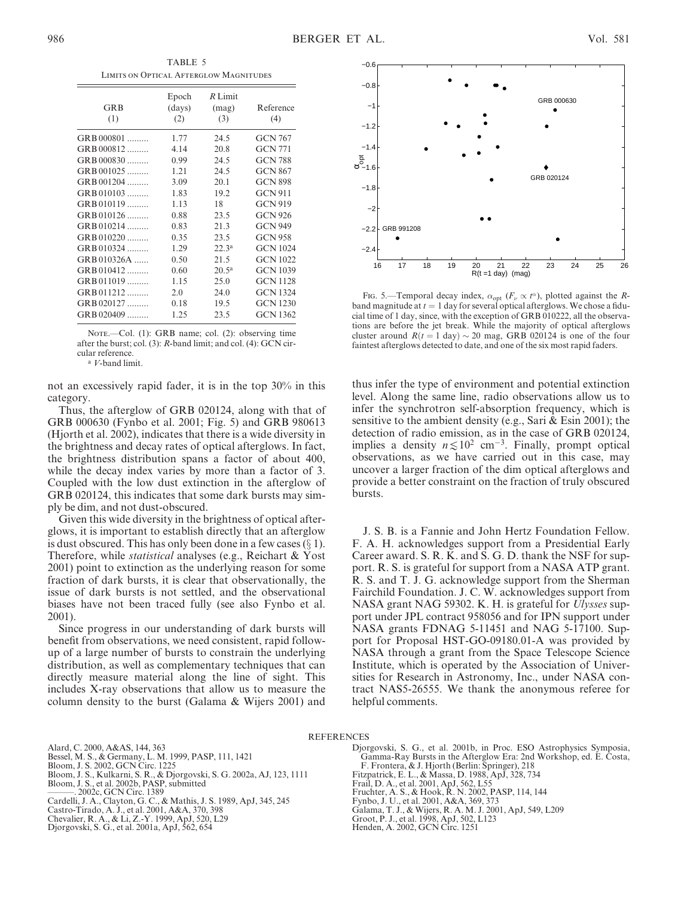TABLE 5

LIMITS ON OPTICAL AFTERGLOW MAGNITUDES

| GRB (1) | Epoch (days) (2) | R Limit (mag) (3) | Reference (4) |
|---|---|---|---|
| GRB 000801 | 1.77 | 24.5 | GCN 767 |
| GRB 000812 | 4.14 | 20.8 | GCN 771 |
| GRB 000830 | 0.99 | 24.5 | GCN 788 |
| GRB 001025 | 1.21 | 24.5 | GCN 867 |
| GRB 001204 | 3.09 | 20.1 | GCN 898 |
| GRB 010103 | 1.83 | 19.2 | GCN 911 |
| GRB 010119 | 1.13 | 18 | GCN 919 |
| GRB 010126 | 0.88 | 23.5 | GCN 926 |
| GRB 010214 | 0.83 | 21.3 | GCN 949 |
| GRB 010220 | 0.35 | 23.5 | GCN 958 |
| GRB 010324 | 1.29 | 22.3[a] | GCN 1024 |
| GRB 010326A | 0.50 | 21.5 | GCN 1022 |
| GRB 010412 | 0.60 | 20.5[a] | GCN 1039 |
| GRB 011019 | 1.15 | 25.0 | GCN 1128 |
| GRB 011212 | 2.0 | 24.0 | GCN 1324 |
| GRB 020127 | 0.18 | 19.5 | GCN 1230 |
| GRB 020409 | 1.25 | 23.5 | GCN 1362 |

NOTE.—Col. (1): GRB name; col. (2): observing time after the burst; col. (3): R-band limit; and col. (4): GCN circular reference.

[a] V-band limit.

FIG. 5.—Temporal decay index, $\alpha_{\rm opt}$ ($F_\nu \propto t^\alpha$), plotted against the R-band magnitude at $t = 1$ day for several optical afterglows. We chose a fiducial time of 1 day, since, with the exception of GRB 010222, all the observations are before the jet break. While the majority of optical afterglows cluster around $R(t = 1 \text{ day}) \sim 20$ mag, GRB 020124 is one of the four faintest afterglows detected to date, and one of the six most rapid faders.

not an excessively rapid fader, it is in the top 30% in this category.

Thus, the afterglow of GRB 020124, along with that of GRB 000630 (Fynbo et al. 2001; Fig. 5) and GRB 980613 (Hjorth et al. 2002), indicates that there is a wide diversity in the brightness and decay rates of optical afterglows. In fact, the brightness distribution spans a factor of about 400, while the decay index varies by more than a factor of 3. Coupled with the low dust extinction in the afterglow of GRB 020124, this indicates that some dark bursts may simply be dim, and not dust-obscured.

Given this wide diversity in the brightness of optical afterglows, it is important to establish directly that an afterglow is dust obscured. This has only been done in a few cases (§ 1). Therefore, while *statistical* analyses (e.g., Reichart & Yost 2001) point to extinction as the underlying reason for some fraction of dark bursts, it is clear that observationally, the issue of dark bursts is not settled, and the observational biases have not been traced fully (see also Fynbo et al. 2001).

Since progress in our understanding of dark bursts will benefit from observations, we need consistent, rapid follow-up of a large number of bursts to constrain the underlying distribution, as well as complementary techniques that can directly measure material along the line of sight. This includes X-ray observations that allow us to measure the column density to the burst (Galama & Wijers 2001) and thus infer the type of environment and potential extinction level. Along the same line, radio observations allow us to infer the synchrotron self-absorption frequency, which is sensitive to the ambient density (e.g., Sari & Esin 2001); the detection of radio emission, as in the case of GRB 020124, implies a density $n \lesssim 10^2$ cm$^{-3}$. Finally, prompt optical observations, as we have carried out in this case, may uncover a larger fraction of the dim optical afterglows and provide a better constraint on the fraction of truly obscured bursts.

J. S. B. is a Fannie and John Hertz Foundation Fellow. F. A. H. acknowledges support from a Presidential Early Career award. S. R. K. and S. G. D. thank the NSF for support. R. S. is grateful for support from a NASA ATP grant. R. S. and T. J. G. acknowledge support from the Sherman Fairchild Foundation. J. C. W. acknowledges support from NASA grant NAG 59302. K. H. is grateful for *Ulysses* support under JPL contract 958056 and for IPN support under NASA grants FDNAG 5-11451 and NAG 5-17100. Support for Proposal HST-GO-09180.01-A was provided by NASA through a grant from the Space Telescope Science Institute, which is operated by the Association of Universities for Research in Astronomy, Inc., under NASA contract NAS5-26555. We thank the anonymous referee for helpful comments.

## REFERENCES

Alard, C. 2000, A&AS, 144, 363
Bessel, M. S., & Germany, L. M. 1999, PASP, 111, 1421
Bloom, J. S. 2002, GCN Circ. 1225
Bloom, J. S., Kulkarni, S. R., & Djorgovski, S. G. 2002a, AJ, 123, 1111
Bloom, J. S., et al. 2002b, PASP, submitted
———. 2002c, GCN Circ. 1389
Cardelli, J. A., Clayton, G. C., & Mathis, J. S. 1989, ApJ, 345, 245
Castro-Tirado, A. J., et al. 2001, A&A, 370, 398
Chevalier, R. A., & Li, Z.-Y. 1999, ApJ, 520, L29
Djorgovski, S. G., et al. 2001a, ApJ, 562, 654
Djorgovski, S. G., et al. 2001b, in Proc. ESO Astrophysics Symposia, Gamma-Ray Bursts in the Afterglow Era: 2nd Workshop, ed. E. Costa, F. Frontera, & J. Hjorth (Berlin: Springer), 218
Fitzpatrick, E. L., & Massa, D. 1988, ApJ, 328, 734
Frail, D. A., et al. 2001, ApJ, 562, L55
Fruchter, A. S., & Hook, R. N. 2002, PASP, 114, 144
Fynbo, J. U., et al. 2001, A&A, 369, 373
Galama, T. J., & Wijers, R. A. M. J. 2001, ApJ, 549, L209
Groot, P. J., et al. 1998, ApJ, 502, L123
Henden, A. 2002, GCN Circ. 1251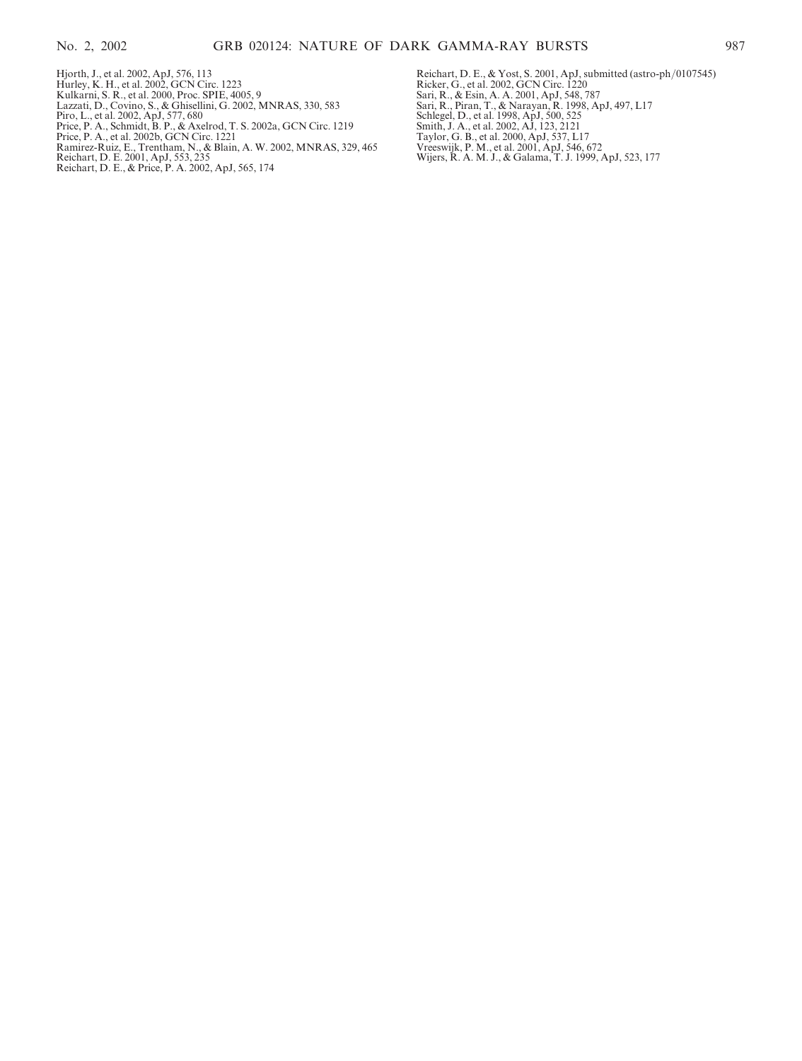Hjorth, J., et al. 2002, ApJ, 576, 113
Hurley, K. H., et al. 2002, GCN Circ. 1223
Kulkarni, S. R., et al. 2000, Proc. SPIE, 4005, 9
Lazzati, D., Covino, S., & Ghisellini, G. 2002, MNRAS, 330, 583
Piro, L., et al. 2002, ApJ, 577, 680
Price, P. A., Schmidt, B. P., & Axelrod, T. S. 2002a, GCN Circ. 1219
Price, P. A., et al. 2002b, GCN Circ. 1221
Ramirez-Ruiz, E., Trentham, N., & Blain, A. W. 2002, MNRAS, 329, 465
Reichart, D. E. 2001, ApJ, 553, 235
Reichart, D. E., & Price, P. A. 2002, ApJ, 565, 174
Reichart, D. E., & Yost, S. 2001, ApJ, submitted (astro-ph/0107545)
Ricker, G., et al. 2002, GCN Circ. 1220
Sari, R., & Esin, A. A. 2001, ApJ, 548, 787
Sari, R., Piran, T., & Narayan, R. 1998, ApJ, 497, L17
Schlegel, D., et al. 1998, ApJ, 500, 525
Smith, J. A., et al. 2002, AJ, 123, 2121
Taylor, G. B., et al. 2000, ApJ, 537, L17
Vreeswijk, P. M., et al. 2001, ApJ, 546, 672
Wijers, R. A. M. J., & Galama, T. J. 1999, ApJ, 523, 177